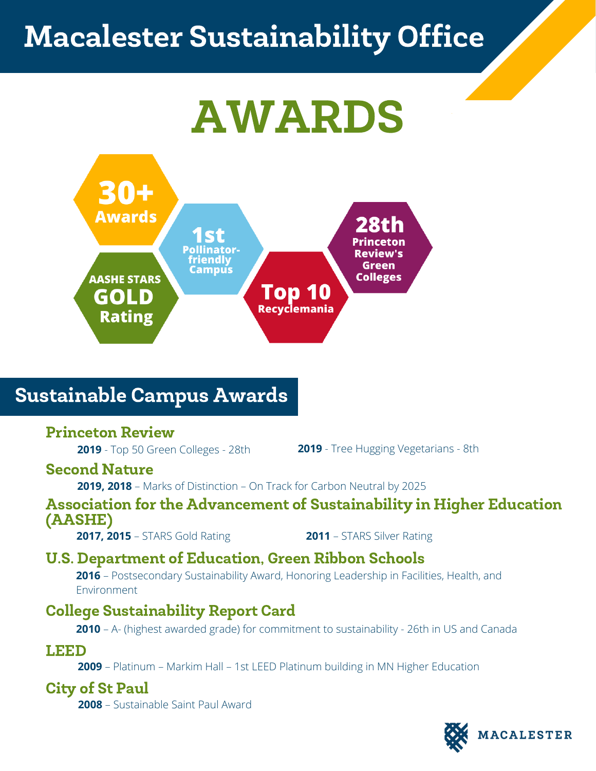# Macalester Sustainability Office

# AWARDS

**30+** Awards

**1st** Pollinator-friendly Campus

**28th** Princeton Review's Green Colleges

**AASHE STARS GOLD Rating**

**Top 10** Recyclemania

## Sustainable Campus Awards

### Princeton Review

**2019** - Top 50 Green Colleges - 28th

**2019** - Tree Hugging Vegetarians - 8th

### Second Nature

**2019, 2018** – Marks of Distinction – On Track for Carbon Neutral by 2025

### Association for the Advancement of Sustainability in Higher Education (AASHE)

**2017, 2015** – STARS Gold Rating

**2011** – STARS Silver Rating

### U.S. Department of Education, Green Ribbon Schools

**2016** – Postsecondary Sustainability Award, Honoring Leadership in Facilities, Health, and Environment

### College Sustainability Report Card

**2010** – A- (highest awarded grade) for commitment to sustainability - 26th in US and Canada

### LEED

**2009** – Platinum – Markim Hall – 1st LEED Platinum building in MN Higher Education

### City of St Paul

**2008** – Sustainable Saint Paul Award

MACALESTER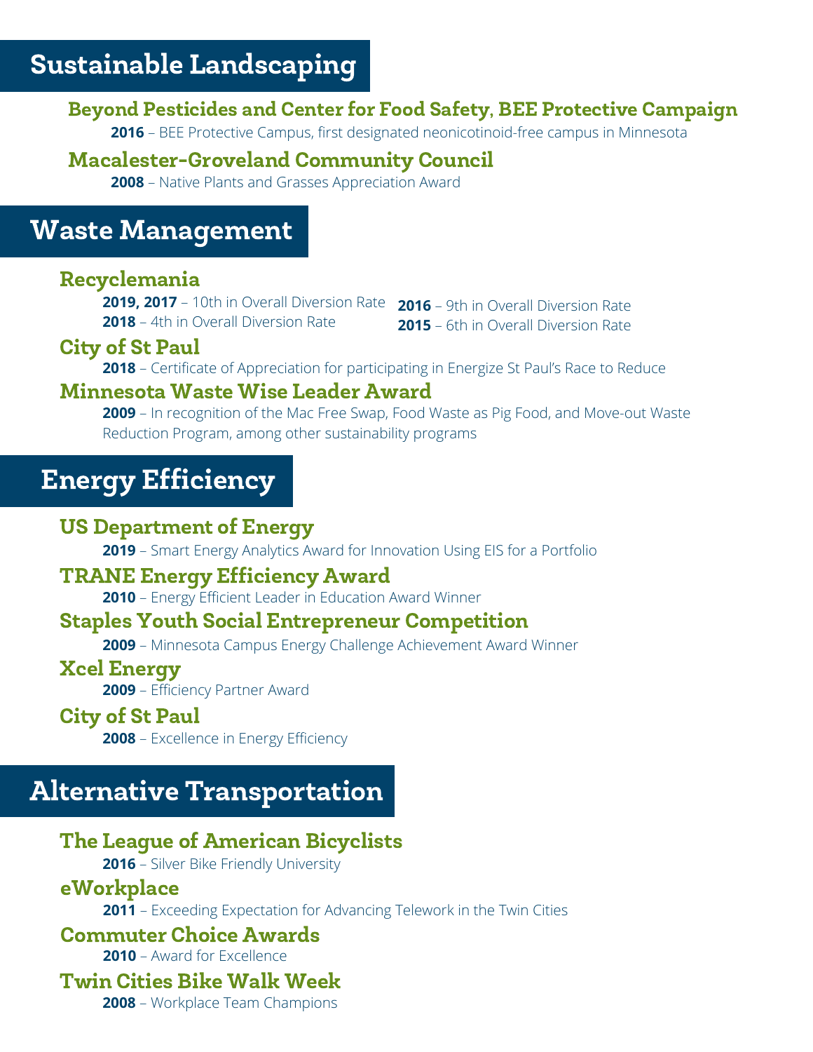## Sustainable Landscaping

### Beyond Pesticides and Center for Food Safety, BEE Protective Campaign

**2016** – BEE Protective Campus, first designated neonicotinoid-free campus in Minnesota

### Macalester-Groveland Community Council

**2008** – Native Plants and Grasses Appreciation Award

## Waste Management

### Recyclemania

**2019, 2017** – 10th in Overall Diversion Rate
**2018** – 4th in Overall Diversion Rate
**2016** – 9th in Overall Diversion Rate
**2015** – 6th in Overall Diversion Rate

### City of St Paul

**2018** – Certificate of Appreciation for participating in Energize St Paul's Race to Reduce

### Minnesota Waste Wise Leader Award

**2009** – In recognition of the Mac Free Swap, Food Waste as Pig Food, and Move-out Waste Reduction Program, among other sustainability programs

## Energy Efficiency

### US Department of Energy

**2019** – Smart Energy Analytics Award for Innovation Using EIS for a Portfolio

### TRANE Energy Efficiency Award

**2010** – Energy Efficient Leader in Education Award Winner

### Staples Youth Social Entrepreneur Competition

**2009** – Minnesota Campus Energy Challenge Achievement Award Winner

### Xcel Energy

**2009** – Efficiency Partner Award

### City of St Paul

**2008** – Excellence in Energy Efficiency

## Alternative Transportation

### The League of American Bicyclists

**2016** – Silver Bike Friendly University

### eWorkplace

**2011** – Exceeding Expectation for Advancing Telework in the Twin Cities

### Commuter Choice Awards

**2010** – Award for Excellence

### Twin Cities Bike Walk Week

**2008** – Workplace Team Champions